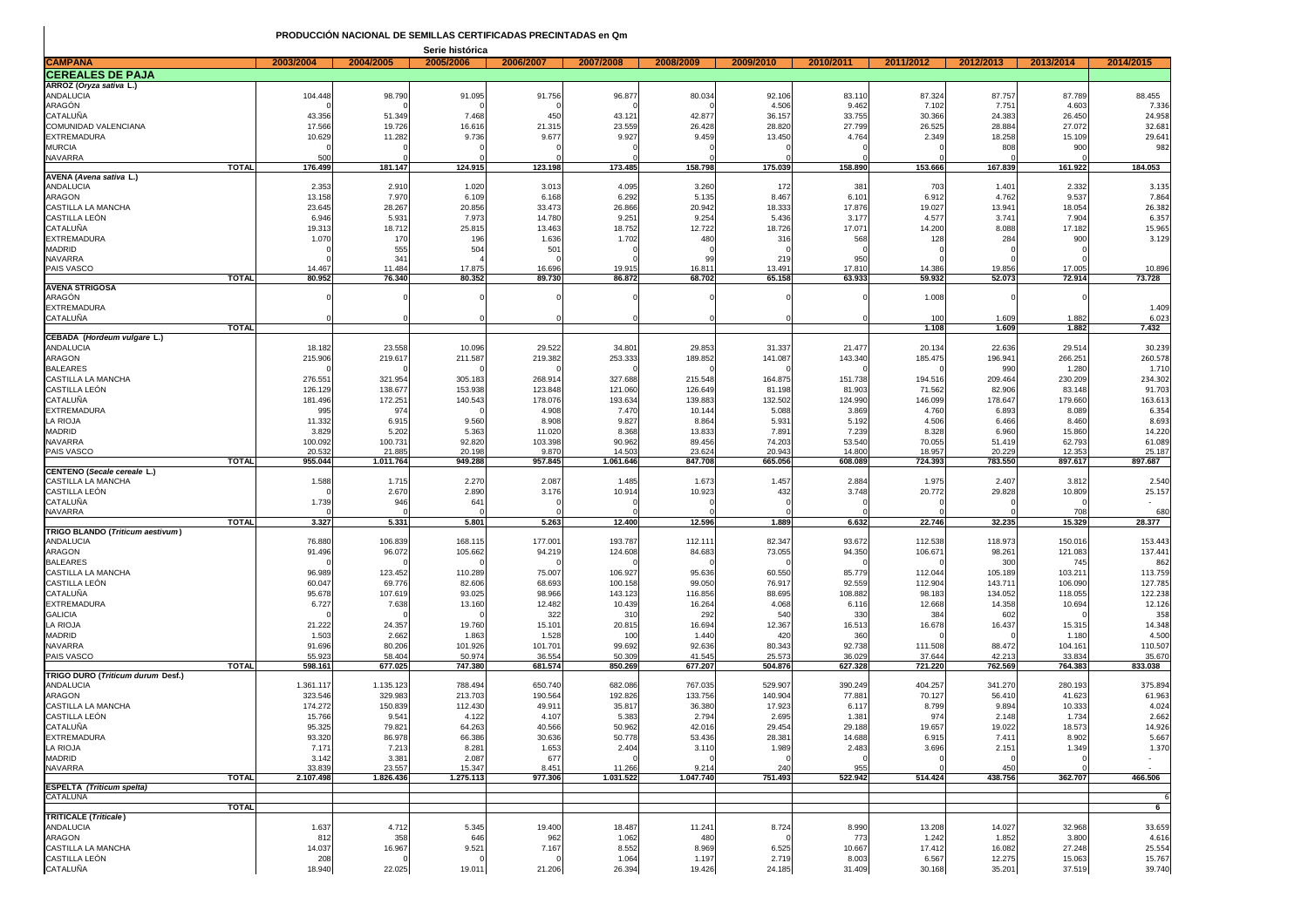# PRODUCCIÓN NACIONAL DE SEMILLAS CERTIFICADAS PRECINTADAS en Qm

## Serie histórica

| CAMPAÑA | 2003/2004 | 2004/2005 | 2005/2006 | 2006/2007 | 2007/2008 | 2008/2009 | 2009/2010 | 2010/2011 | 2011/2012 | 2012/2013 | 2013/2014 | 2014/2015 |
|---|---|---|---|---|---|---|---|---|---|---|---|---|
| **CEREALES DE PAJA** | | | | | | | | | | | | |
| **ARROZ (*Oryza sativa* L.)** | | | | | | | | | | | | |
| ANDALUCIA | 104.448 | 98.790 | 91.095 | 91.756 | 96.877 | 80.034 | 92.106 | 83.110 | 87.324 | 87.757 | 87.789 | 88.455 |
| ARAGÓN | 0 | 0 | 0 | 0 | 0 | 0 | 4.506 | 9.462 | 7.102 | 7.751 | 4.603 | 7.336 |
| CATALUÑA | 43.356 | 51.349 | 7.468 | 450 | 43.121 | 42.877 | 36.157 | 33.755 | 30.366 | 24.383 | 26.450 | 24.958 |
| COMUNIDAD VALENCIANA | 17.566 | 19.726 | 16.616 | 21.315 | 23.559 | 26.428 | 28.820 | 27.799 | 26.525 | 28.884 | 27.072 | 32.681 |
| EXTREMADURA | 10.629 | 11.282 | 9.736 | 9.677 | 9.927 | 9.459 | 13.450 | 4.764 | 2.349 | 18.258 | 15.109 | 29.641 |
| MURCIA | 0 | 0 | 0 | 0 | 0 | 0 | 0 | 0 | 0 | 808 | 900 | 982 |
| NAVARRA | 500 | 0 | 0 | 0 | 0 | 0 | 0 | 0 | 0 | 0 | 0 | |
| **TOTAL** | **176.499** | **181.147** | **124.915** | **123.198** | **173.485** | **158.798** | **175.039** | **158.890** | **153.666** | **167.839** | **161.922** | **184.053** |
| **AVENA (*Avena sativa* L.)** | | | | | | | | | | | | |
| ANDALUCIA | 2.353 | 2.910 | 1.020 | 3.013 | 4.095 | 3.260 | 172 | 381 | 703 | 1.401 | 2.332 | 3.135 |
| ARAGON | 13.158 | 7.970 | 6.109 | 6.168 | 6.292 | 5.135 | 8.467 | 6.101 | 6.912 | 4.762 | 9.537 | 7.864 |
| CASTILLA LA MANCHA | 23.645 | 28.267 | 20.856 | 33.473 | 26.866 | 20.942 | 18.333 | 17.876 | 19.027 | 13.941 | 18.054 | 26.382 |
| CASTILLA LEÓN | 6.946 | 5.931 | 7.973 | 14.780 | 9.251 | 9.254 | 5.436 | 3.177 | 4.577 | 3.741 | 7.904 | 6.357 |
| CATALUÑA | 19.313 | 18.712 | 25.815 | 13.463 | 18.752 | 12.722 | 18.726 | 17.071 | 14.200 | 8.088 | 17.182 | 15.965 |
| EXTREMADURA | 1.070 | 170 | 196 | 1.636 | 1.702 | 480 | 316 | 568 | 128 | 284 | 900 | 3.129 |
| MADRID | 0 | 555 | 504 | 501 | 0 | 0 | 0 | 0 | 0 | 0 | 0 | |
| NAVARRA | 0 | 341 | 4 | 0 | 0 | 99 | 219 | 950 | 0 | 0 | 0 | |
| PAIS VASCO | 14.467 | 11.484 | 17.875 | 16.696 | 19.915 | 16.811 | 13.491 | 17.810 | 14.386 | 19.856 | 17.005 | 10.896 |
| **TOTAL** | **80.952** | **76.340** | **80.352** | **89.730** | **86.872** | **68.702** | **65.158** | **63.933** | **59.932** | **52.073** | **72.914** | **73.728** |
| **AVENA STRIGOSA** | | | | | | | | | | | | |
| ARAGÓN | 0 | 0 | 0 | 0 | 0 | 0 | 0 | 0 | 1.008 | 0 | 0 | |
| EXTREMADURA | | | | | | | | | | | | 1.409 |
| CATALUÑA | 0 | 0 | 0 | 0 | 0 | 0 | 0 | 0 | 100 | 1.609 | 1.882 | 6.023 |
| **TOTAL** | | | | | | | | | **1.108** | **1.609** | **1.882** | **7.432** |
| **CEBADA (*Hordeum vulgare* L.)** | | | | | | | | | | | | |
| ANDALUCIA | 18.182 | 23.558 | 10.096 | 29.522 | 34.801 | 29.853 | 31.337 | 21.477 | 20.134 | 22.636 | 29.514 | 30.239 |
| ARAGON | 215.906 | 219.617 | 211.587 | 219.382 | 253.333 | 189.852 | 141.087 | 143.340 | 185.475 | 196.941 | 266.251 | 260.578 |
| BALEARES | 0 | 0 | 0 | 0 | 0 | 0 | 0 | 0 | 0 | 990 | 1.280 | 1.710 |
| CASTILLA LA MANCHA | 276.551 | 321.954 | 305.183 | 268.914 | 327.688 | 215.548 | 164.875 | 151.738 | 194.516 | 209.464 | 230.209 | 234.302 |
| CASTILLA LEÓN | 126.129 | 138.677 | 153.938 | 123.848 | 121.060 | 126.649 | 81.198 | 81.903 | 71.562 | 82.906 | 83.148 | 91.703 |
| CATALUÑA | 181.496 | 172.251 | 140.543 | 178.076 | 193.634 | 139.883 | 132.502 | 124.990 | 146.099 | 178.647 | 179.660 | 163.613 |
| EXTREMADURA | 995 | 974 | 0 | 4.908 | 7.470 | 10.144 | 5.088 | 3.869 | 4.760 | 6.893 | 8.089 | 6.354 |
| LA RIOJA | 11.332 | 6.915 | 9.560 | 8.908 | 9.827 | 8.864 | 5.931 | 5.192 | 4.506 | 6.466 | 8.460 | 8.693 |
| MADRID | 3.829 | 5.202 | 5.363 | 11.020 | 8.368 | 13.833 | 7.891 | 7.239 | 8.328 | 6.960 | 15.860 | 14.220 |
| NAVARRA | 100.092 | 100.731 | 92.820 | 103.398 | 90.962 | 89.456 | 74.203 | 53.540 | 70.055 | 51.419 | 62.793 | 61.089 |
| PAIS VASCO | 20.532 | 21.885 | 20.198 | 9.870 | 14.503 | 23.624 | 20.943 | 14.800 | 18.957 | 20.229 | 12.353 | 25.187 |
| **TOTAL** | **955.044** | **1.011.764** | **949.288** | **957.845** | **1.061.646** | **847.708** | **665.056** | **608.089** | **724.393** | **783.550** | **897.617** | **897.687** |
| **CENTENO (*Secale cereale* L.)** | | | | | | | | | | | | |
| CASTILLA LA MANCHA | 1.588 | 1.715 | 2.270 | 2.087 | 1.485 | 1.673 | 1.457 | 2.884 | 1.975 | 2.407 | 3.812 | 2.540 |
| CASTILLA LEÓN | 0 | 2.670 | 2.890 | 3.176 | 10.914 | 10.923 | 432 | 3.748 | 20.772 | 29.828 | 10.809 | 25.157 |
| CATALUÑA | 1.739 | 946 | 641 | 0 | 0 | 0 | 0 | 0 | 0 | 0 | 0 | - |
| NAVARRA | 0 | 0 | 0 | 0 | 0 | 0 | 0 | 0 | 0 | 0 | 708 | 680 |
| **TOTAL** | **3.327** | **5.331** | **5.801** | **5.263** | **12.400** | **12.596** | **1.889** | **6.632** | **22.746** | **32.235** | **15.329** | **28.377** |
| **TRIGO BLANDO (*Triticum aestivum*)** | | | | | | | | | | | | |
| ANDALUCIA | 76.880 | 106.839 | 168.115 | 177.001 | 193.787 | 112.111 | 82.347 | 93.672 | 112.538 | 118.973 | 150.016 | 153.443 |
| ARAGON | 91.496 | 96.072 | 105.662 | 94.219 | 124.608 | 84.683 | 73.055 | 94.350 | 106.671 | 98.261 | 121.083 | 137.441 |
| BALEARES | 0 | 0 | 0 | 0 | 0 | 0 | 0 | 0 | 0 | 300 | 745 | 862 |
| CASTILLA LA MANCHA | 96.989 | 123.452 | 110.289 | 75.007 | 106.927 | 95.636 | 60.550 | 85.779 | 112.044 | 105.189 | 103.211 | 113.759 |
| CASTILLA LEÓN | 60.047 | 69.776 | 82.606 | 68.693 | 100.158 | 99.050 | 76.917 | 92.559 | 112.904 | 143.711 | 106.090 | 127.785 |
| CATALUÑA | 95.678 | 107.619 | 93.025 | 98.966 | 143.123 | 116.856 | 88.695 | 108.882 | 98.183 | 134.052 | 118.055 | 122.238 |
| EXTREMADURA | 6.727 | 7.638 | 13.160 | 12.482 | 10.439 | 16.264 | 4.068 | 6.116 | 12.668 | 14.358 | 10.694 | 12.126 |
| GALICIA | 0 | 0 | 0 | 322 | 310 | 292 | 540 | 330 | 384 | 602 | 0 | 358 |
| LA RIOJA | 21.222 | 24.357 | 19.760 | 15.101 | 20.815 | 16.694 | 12.367 | 16.513 | 16.678 | 16.437 | 15.315 | 14.348 |
| MADRID | 1.503 | 2.662 | 1.863 | 1.528 | 100 | 1.440 | 420 | 360 | 0 | 0 | 1.180 | 4.500 |
| NAVARRA | 91.696 | 80.206 | 101.926 | 101.701 | 99.692 | 92.636 | 80.343 | 92.738 | 111.508 | 88.472 | 104.161 | 110.507 |
| PAIS VASCO | 55.923 | 58.404 | 50.974 | 36.554 | 50.309 | 41.545 | 25.573 | 36.029 | 37.644 | 42.213 | 33.834 | 35.670 |
| **TOTAL** | **598.161** | **677.025** | **747.380** | **681.574** | **850.269** | **677.207** | **504.876** | **627.328** | **721.220** | **762.569** | **764.383** | **833.038** |
| **TRIGO DURO (*Triticum durum* Desf.)** | | | | | | | | | | | | |
| ANDALUCIA | 1.361.117 | 1.135.123 | 788.494 | 650.740 | 682.086 | 767.035 | 529.907 | 390.249 | 404.257 | 341.270 | 280.193 | 375.894 |
| ARAGON | 323.546 | 329.983 | 213.703 | 190.564 | 192.826 | 133.756 | 140.904 | 77.881 | 70.127 | 56.410 | 41.623 | 61.963 |
| CASTILLA LA MANCHA | 174.272 | 150.839 | 112.430 | 49.911 | 35.817 | 36.380 | 17.923 | 6.117 | 8.799 | 9.894 | 10.333 | 4.024 |
| CASTILLA LEÓN | 15.766 | 9.541 | 4.122 | 4.107 | 5.383 | 2.794 | 2.695 | 1.381 | 974 | 2.148 | 1.734 | 2.662 |
| CATALUÑA | 95.325 | 79.821 | 64.263 | 40.566 | 50.962 | 42.016 | 29.454 | 29.188 | 19.657 | 19.022 | 18.573 | 14.926 |
| EXTREMADURA | 93.320 | 86.978 | 66.386 | 30.636 | 50.778 | 53.436 | 28.381 | 14.688 | 6.915 | 7.411 | 8.902 | 5.667 |
| LA RIOJA | 7.171 | 7.213 | 8.281 | 1.653 | 2.404 | 3.110 | 1.989 | 2.483 | 3.696 | 2.151 | 1.349 | 1.370 |
| MADRID | 3.142 | 3.381 | 2.087 | 677 | 0 | 0 | 0 | 0 | 0 | 0 | 0 | - |
| NAVARRA | 33.839 | 23.557 | 15.347 | 8.451 | 11.266 | 9.214 | 240 | 955 | 0 | 450 | 0 | - |
| **TOTAL** | **2.107.498** | **1.826.436** | **1.275.113** | **977.306** | **1.031.522** | **1.047.740** | **751.493** | **522.942** | **514.424** | **438.756** | **362.707** | **466.506** |
| **ESPELTA (*Triticum spelta*)** | | | | | | | | | | | | |
| CATALUNA | | | | | | | | | | | | 6 |
| **TOTAL** | | | | | | | | | | | | **6** |
| **TRITICALE (*Triticale*)** | | | | | | | | | | | | |
| ANDALUCIA | 1.637 | 4.712 | 5.345 | 19.400 | 18.487 | 11.241 | 8.724 | 8.990 | 13.208 | 14.027 | 32.968 | 33.659 |
| ARAGON | 812 | 358 | 646 | 962 | 1.062 | 480 | 0 | 773 | 1.242 | 1.852 | 3.800 | 4.616 |
| CASTILLA LA MANCHA | 14.037 | 16.967 | 9.521 | 7.167 | 8.552 | 8.969 | 6.525 | 10.667 | 17.412 | 16.082 | 27.248 | 25.554 |
| CASTILLA LEÓN | 208 | 0 | 0 | 0 | 1.064 | 1.197 | 2.719 | 8.003 | 6.567 | 12.275 | 15.063 | 15.767 |
| CATALUÑA | 18.940 | 22.025 | 19.011 | 21.206 | 26.394 | 19.426 | 24.185 | 31.409 | 30.168 | 35.201 | 37.519 | 39.740 |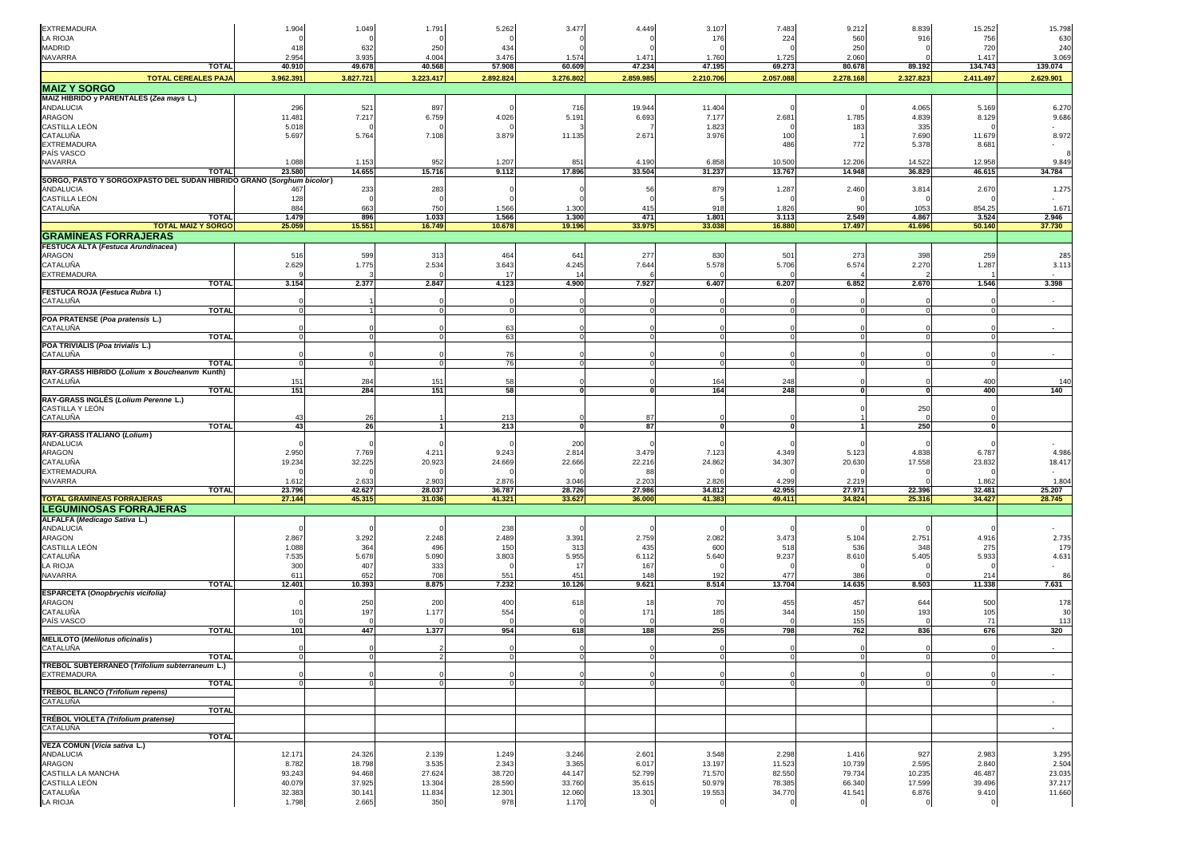| | | | | | | | | | | | | |
|---|---|---|---|---|---|---|---|---|---|---|---|---|
| EXTREMADURA | 1.904 | 1.049 | 1.791 | 5.262 | 3.477 | 4.449 | 3.107 | 7.483 | 9.212 | 8.839 | 15.252 | 15.798 |
| LA RIOJA | 0 | 0 | 0 | 0 | 0 | 0 | 176 | 224 | 560 | 916 | 756 | 630 |
| MADRID | 418 | 632 | 250 | 434 | 0 | 0 | 0 | 0 | 250 | 0 | 720 | 240 |
| NAVARRA | 2.954 | 3.935 | 4.004 | 3.476 | 1.574 | 1.471 | 1.760 | 1.725 | 2.060 | 0 | 1.417 | 3.069 |
| **TOTAL** | **40.910** | **49.678** | **40.568** | **57.908** | **60.609** | **47.234** | **47.195** | **69.273** | **80.678** | **89.192** | **134.743** | **139.074** |
| **TOTAL CEREALES PAJA** | **3.962.391** | **3.827.721** | **3.223.417** | **2.892.824** | **3.276.802** | **2.859.985** | **2.210.706** | **2.057.088** | **2.278.168** | **2.327.823** | **2.411.497** | **2.629.901** |
| **MAIZ Y SORGO** | | | | | | | | | | | | |
| **MAIZ HIBRIDO y PARENTALES (*Zea mays* L.)** | | | | | | | | | | | | |
| ANDALUCIA | 296 | 521 | 897 | 0 | 716 | 19.944 | 11.404 | 0 | 0 | 4.065 | 5.169 | 6.270 |
| ARAGON | 11.481 | 7.217 | 6.759 | 4.026 | 5.191 | 6.693 | 7.177 | 2.681 | 1.785 | 4.839 | 8.129 | 9.686 |
| CASTILLA LEÓN | 5.018 | 0 | 0 | 0 | 3 | 7 | 1.823 | 0 | 183 | 335 | 0 | - |
| CATALUÑA | 5.697 | 5.764 | 7.108 | 3.879 | 11.135 | 2.671 | 3.976 | 100 | 1 | 7.690 | 11.679 | 8.972 |
| EXTREMADURA | | | | | | | | 486 | 772 | 5.378 | 8.681 | - |
| PAÍS VASCO | | | | | | | | | | | | 8 |
| NAVARRA | 1.088 | 1.153 | 952 | 1.207 | 851 | 4.190 | 6.858 | 10.500 | 12.206 | 14.522 | 12.958 | 9.849 |
| **TOTAL** | **23.580** | **14.655** | **15.716** | **9.112** | **17.896** | **33.504** | **31.237** | **13.767** | **14.948** | **36.829** | **46.615** | **34.784** |
| **SORGO, PASTO Y SORGOXPASTO DEL SUDAN HIBRIDO GRANO (*Sorghum bicolor*)** | | | | | | | | | | | | |
| ANDALUCIA | 467 | 233 | 283 | 0 | 0 | 56 | 879 | 1.287 | 2.460 | 3.814 | 2.670 | 1.275 |
| CASTILLA LEÓN | 128 | 0 | 0 | 0 | 0 | 0 | 5 | 0 | 0 | 0 | 0 | - |
| CATALUÑA | 884 | 663 | 750 | 1.566 | 1.300 | 415 | 918 | 1.826 | 90 | 1053 | 854,25 | 1.671 |
| **TOTAL** | **1.479** | **896** | **1.033** | **1.566** | **1.300** | **471** | **1.801** | **3.113** | **2.549** | **4.867** | **3.524** | **2.946** |
| **TOTAL MAIZ Y SORGO** | **25.059** | **15.551** | **16.749** | **10.678** | **19.196** | **33.975** | **33.038** | **16.880** | **17.497** | **41.696** | **50.140** | **37.730** |
| **GRAMÍNEAS FORRAJERAS** | | | | | | | | | | | | |
| **FESTUCA ALTA (*Festuca Arundinacea*)** | | | | | | | | | | | | |
| ARAGON | 516 | 599 | 313 | 464 | 641 | 277 | 830 | 501 | 273 | 398 | 259 | 285 |
| CATALUÑA | 2.629 | 1.775 | 2.534 | 3.643 | 4.245 | 7.644 | 5.578 | 5.706 | 6.574 | 2.270 | 1.287 | 3.113 |
| EXTREMADURA | 9 | 3 | 0 | 17 | 14 | 6 | 0 | 0 | 4 | 2 | 1 | - |
| **TOTAL** | **3.154** | **2.377** | **2.847** | **4.123** | **4.900** | **7.927** | **6.407** | **6.207** | **6.852** | **2.670** | **1.546** | **3.398** |
| **FESTUCA ROJA (*Festuca Rubra* l.)** | | | | | | | | | | | | |
| CATALUÑA | 0 | 1 | 0 | 0 | 0 | 0 | 0 | 0 | 0 | 0 | 0 | - |
| **TOTAL** | 0 | 1 | 0 | 0 | 0 | 0 | 0 | 0 | 0 | 0 | 0 | |
| **POA PRATENSE (*Poa pratensis* L.)** | | | | | | | | | | | | |
| CATALUÑA | 0 | 0 | 0 | 63 | 0 | 0 | 0 | 0 | 0 | 0 | 0 | - |
| **TOTAL** | 0 | 0 | 0 | 63 | 0 | 0 | 0 | 0 | 0 | 0 | 0 | |
| **POA TRIVIALIS (*Poa trivialis* L.)** | | | | | | | | | | | | |
| CATALUÑA | 0 | 0 | 0 | 76 | 0 | 0 | 0 | 0 | 0 | 0 | 0 | - |
| **TOTAL** | 0 | 0 | 0 | 76 | 0 | 0 | 0 | 0 | 0 | 0 | 0 | |
| **RAY-GRASS HIBRIDO (*Lolium x Boucheanvm* Kunth)** | | | | | | | | | | | | |
| CATALUÑA | 151 | 284 | 151 | 58 | 0 | 0 | 164 | 248 | 0 | 0 | 400 | 140 |
| **TOTAL** | **151** | **284** | **151** | **58** | **0** | **0** | **164** | **248** | **0** | **0** | **400** | **140** |
| **RAY-GRASS INGLÉS (*Lolium Perenne* L.)** | | | | | | | | | | | | |
| CASTILLA Y LEÓN | | | | | | | | | 0 | 250 | 0 | |
| CATALUÑA | 43 | 26 | 1 | 213 | 0 | 87 | 0 | 0 | 1 | 0 | 0 | |
| **TOTAL** | **43** | **26** | **1** | **213** | **0** | **87** | **0** | **0** | **1** | **250** | **0** | |
| **RAY-GRASS ITALIANO (*Lolium*)** | | | | | | | | | | | | |
| ANDALUCIA | 0 | 0 | 0 | 0 | 200 | 0 | 0 | 0 | 0 | 0 | 0 | - |
| ARAGON | 2.950 | 7.769 | 4.211 | 9.243 | 2.814 | 3.479 | 7.123 | 4.349 | 5.123 | 4.838 | 6.787 | 4.986 |
| CATALUÑA | 19.234 | 32.225 | 20.923 | 24.669 | 22.666 | 22.216 | 24.862 | 34.307 | 20.630 | 17.558 | 23.832 | 18.417 |
| EXTREMADURA | 0 | 0 | 0 | 0 | 0 | 88 | 0 | 0 | 0 | 0 | 0 | - |
| NAVARRA | 1.612 | 2.633 | 2.903 | 2.876 | 3.046 | 2.203 | 2.826 | 4.299 | 2.219 | 0 | 1.862 | 1.804 |
| **TOTAL** | **23.796** | **42.627** | **28.037** | **36.787** | **28.726** | **27.986** | **34.812** | **42.955** | **27.971** | **22.396** | **32.481** | **25.207** |
| **TOTAL GRAMÍNEAS FORRAJERAS** | **27.144** | **45.315** | **31.036** | **41.321** | **33.627** | **36.000** | **41.383** | **49.411** | **34.824** | **25.316** | **34.427** | **28.745** |
| **LEGUMINOSAS FORRAJERAS** | | | | | | | | | | | | |
| **ALFALFA (*Medicago Sativa* L.)** | | | | | | | | | | | | |
| ANDALUCIA | 0 | 0 | 0 | 238 | 0 | 0 | 0 | 0 | 0 | 0 | 0 | - |
| ARAGON | 2.867 | 3.292 | 2.248 | 2.489 | 3.391 | 2.759 | 2.082 | 3.473 | 5.104 | 2.751 | 4.916 | 2.735 |
| CASTILLA LEÓN | 1.088 | 364 | 496 | 150 | 313 | 435 | 600 | 518 | 536 | 348 | 275 | 179 |
| CATALUÑA | 7.535 | 5.678 | 5.090 | 3.803 | 5.955 | 6.112 | 5.640 | 9.237 | 8.610 | 5.405 | 5.933 | 4.631 |
| LA RIOJA | 300 | 407 | 333 | 0 | 17 | 167 | 0 | 0 | 0 | 0 | 0 | - |
| NAVARRA | 611 | 652 | 708 | 551 | 451 | 148 | 192 | 477 | 386 | 0 | 214 | 86 |
| **TOTAL** | **12.401** | **10.393** | **8.875** | **7.232** | **10.126** | **9.621** | **8.514** | **13.704** | **14.635** | **8.503** | **11.338** | **7.631** |
| **ESPARCETA (*Onopbrychis vicifolia*)** | | | | | | | | | | | | |
| ARAGON | 0 | 250 | 200 | 400 | 618 | 18 | 70 | 455 | 457 | 644 | 500 | 178 |
| CATALUÑA | 101 | 197 | 1.177 | 554 | 0 | 171 | 185 | 344 | 150 | 193 | 105 | 30 |
| PAÍS VASCO | 0 | 0 | 0 | 0 | 0 | 0 | 0 | 0 | 155 | 0 | 71 | 113 |
| **TOTAL** | **101** | **447** | **1.377** | **954** | **618** | **188** | **255** | **798** | **762** | **836** | **676** | **320** |
| **MELILOTO (*Melilotus oficinalis*)** | | | | | | | | | | | | |
| CATALUÑA | 0 | 0 | 2 | 0 | 0 | 0 | 0 | 0 | 0 | 0 | 0 | - |
| **TOTAL** | 0 | 0 | 2 | 0 | 0 | 0 | 0 | 0 | 0 | 0 | 0 | |
| **TREBOL SUBTERRANEO (*Trifolium subterraneum* L.)** | | | | | | | | | | | | |
| EXTREMADURA | 0 | 0 | 0 | 0 | 0 | 0 | 0 | 0 | 0 | 0 | 0 | - |
| **TOTAL** | 0 | 0 | 0 | 0 | 0 | 0 | 0 | 0 | 0 | 0 | 0 | |
| **TREBOL BLANCO (*Trifolium repens*)** | | | | | | | | | | | | |
| CATALUÑA | | | | | | | | | | | | - |
| **TOTAL** | | | | | | | | | | | | |
| **TRÉBOL VIOLETA (*Trifolium pratense*)** | | | | | | | | | | | | |
| CATALUÑA | | | | | | | | | | | | - |
| **TOTAL** | | | | | | | | | | | | |
| **VEZA COMUN (*Vicia sativa* L.)** | | | | | | | | | | | | |
| ANDALUCIA | 12.171 | 24.326 | 2.139 | 1.249 | 3.246 | 2.601 | 3.548 | 2.298 | 1.416 | 927 | 2.983 | 3.295 |
| ARAGON | 8.782 | 18.798 | 3.535 | 2.343 | 3.365 | 6.017 | 13.197 | 11.523 | 10.739 | 2.595 | 2.840 | 2.504 |
| CASTILLA LA MANCHA | 93.243 | 94.468 | 27.624 | 38.720 | 44.147 | 52.799 | 71.570 | 82.550 | 79.734 | 10.235 | 46.487 | 23.035 |
| CASTILLA LEÓN | 40.079 | 37.925 | 13.304 | 28.590 | 33.760 | 35.615 | 50.979 | 78.385 | 66.340 | 17.599 | 39.496 | 37.217 |
| CATALUÑA | 32.383 | 30.141 | 11.834 | 12.301 | 12.060 | 13.301 | 19.553 | 34.770 | 41.541 | 6.876 | 9.410 | 11.660 |
| LA RIOJA | 1.798 | 2.665 | 350 | 978 | 1.170 | 0 | 0 | 0 | 0 | 0 | 0 | |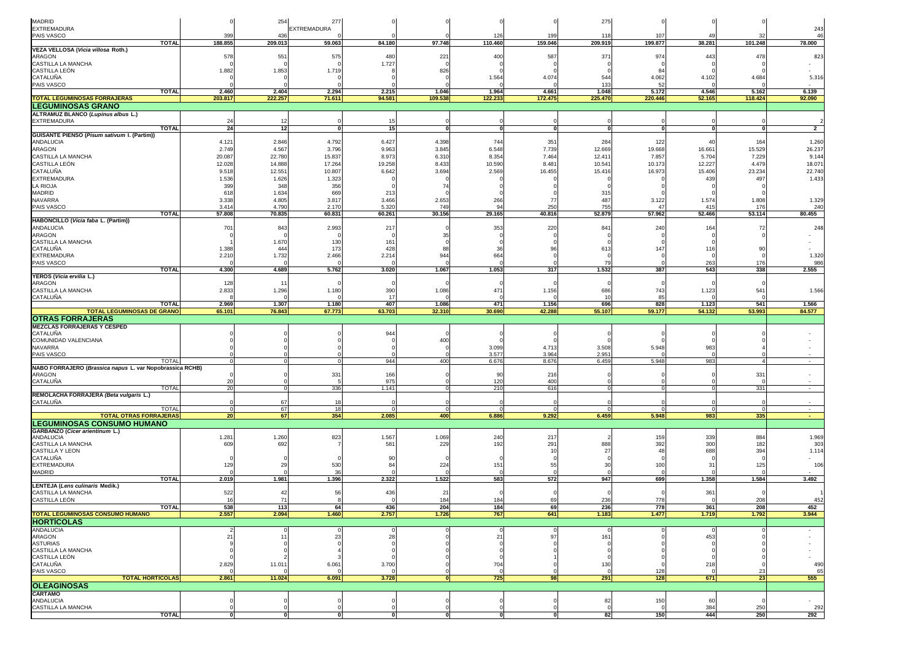| | | | | | | | | | | | | |
|---|---|---|---|---|---|---|---|---|---|---|---|---|
| MADRID | 0 | 254 | 277 | 0 | 0 | 0 | 0 | 275 | 0 | 0 | 0 | |
| EXTREMADURA | | | EXTREMADURA | | | | | | | | | 243 |
| PAIS VASCO | 399 | 436 | 0 | 0 | 0 | 126 | 199 | 118 | 107 | 49 | 32 | 46 |
| **TOTAL** | **188.855** | **209.013** | **59.063** | **84.180** | **97.748** | **110.460** | **159.046** | **209.919** | **199.877** | **38.281** | **101.248** | **78.000** |
| **VEZA VELLOSA (*Vicia villosa* Roth.)** | | | | | | | | | | | | |
| ARAGON | 578 | 551 | 575 | 480 | 221 | 400 | 587 | 371 | 974 | 443 | 478 | 823 |
| CASTILLA LA MANCHA | 0 | 0 | 0 | 1.727 | 0 | 0 | 0 | 0 | 0 | 0 | 0 | - |
| CASTILLA LEÓN | 1.882 | 1.853 | 1.719 | 8 | 826 | 0 | 0 | 0 | 84 | 0 | 0 | - |
| CATALUÑA | 0 | 0 | 0 | 0 | 0 | 1.564 | 4.074 | 544 | 4.062 | 4.102 | 4.684 | 5.316 |
| PAIS VASCO | 0 | 0 | 0 | 0 | 0 | 0 | 0 | 133 | 52 | 0 | 0 | - |
| **TOTAL** | **2.460** | **2.404** | **2.294** | **2.215** | **1.046** | **1.964** | **4.661** | **1.048** | **5.172** | **4.546** | **5.162** | **6.139** |
| **TOTAL LEGUMINOSAS FORRAJERAS** | **203.817** | **222.257** | **71.611** | **94.581** | **109.538** | **122.233** | **172.475** | **225.470** | **220.446** | **52.165** | **118.424** | **92.090** |
| **LEGUMINOSAS GRANO** | | | | | | | | | | | | |
| **ALTRAMUZ BLANCO (*Lupinus albus* L.)** | | | | | | | | | | | | |
| EXTREMADURA | 24 | 12 | 0 | 15 | 0 | 0 | 0 | 0 | 0 | 0 | 0 | 2 |
| **TOTAL** | **24** | **12** | **0** | **15** | **0** | **0** | **0** | **0** | **0** | **0** | **0** | **2** |
| **GUISANTE PIENSO (*Pisum sativum* I. (Partim))** | | | | | | | | | | | | |
| ANDALUCIA | 4.121 | 2.846 | 4.792 | 6.427 | 4.398 | 744 | 351 | 284 | 122 | 40 | 164 | 1.260 |
| ARAGON | 2.749 | 4.567 | 3.796 | 9.963 | 3.845 | 6.548 | 7.739 | 12.669 | 19.668 | 16.661 | 15.529 | 26.237 |
| CASTILLA LA MANCHA | 20.087 | 22.780 | 15.837 | 8.973 | 6.310 | 8.354 | 7.464 | 12.411 | 7.857 | 5.704 | 7.229 | 9.144 |
| CASTILLA LEÓN | 12.028 | 14.888 | 17.264 | 19.258 | 8.433 | 10.590 | 8.481 | 10.541 | 10.173 | 12.227 | 4.479 | 18.071 |
| CATALUÑA | 9.518 | 12.551 | 10.807 | 6.642 | 3.694 | 2.569 | 16.455 | 15.416 | 16.973 | 15.406 | 23.234 | 22.740 |
| EXTREMADURA | 1.536 | 1.626 | 1.323 | 0 | 0 | 0 | 0 | 0 | 0 | 439 | 497 | 1.433 |
| LA RIOJA | 399 | 348 | 356 | 0 | 74 | 0 | 0 | 0 | 0 | 0 | 0 | |
| MADRID | 618 | 1.634 | 669 | 213 | 0 | 0 | 0 | 315 | 0 | 0 | 0 | |
| NAVARRA | 3.338 | 4.805 | 3.817 | 3.466 | 2.653 | 266 | 77 | 487 | 3.122 | 1.574 | 1.808 | 1.329 |
| PAIS VASCO | 3.414 | 4.790 | 2.170 | 5.320 | 749 | 94 | 250 | 755 | 47 | 415 | 176 | 240 |
| **TOTAL** | **57.808** | **70.835** | **60.831** | **60.261** | **30.156** | **29.165** | **40.816** | **52.879** | **57.962** | **52.466** | **53.114** | **80.455** |
| **HABONCILLO (*Vicia faba* L. (Partim))** | | | | | | | | | | | | |
| ANDALUCIA | 701 | 843 | 2.993 | 217 | 0 | 353 | 220 | 841 | 240 | 164 | 72 | 248 |
| ARAGON | 0 | 0 | 0 | 0 | 35 | 0 | 0 | 0 | 0 | 0 | 0 | - |
| CASTILLA LA MANCHA | 1 | 1.670 | 130 | 161 | 0 | 0 | 0 | 0 | 0 | 0 | | - |
| CATALUÑA | 1.388 | 444 | 173 | 428 | 88 | 36 | 96 | 613 | 147 | 116 | 90 | - |
| EXTREMADURA | 2.210 | 1.732 | 2.466 | 2.214 | 944 | 664 | 0 | 0 | 0 | 0 | 0 | 1.320 |
| PAIS VASCO | 0 | 0 | 0 | 0 | 0 | 0 | 0 | 79 | 0 | 263 | 176 | 986 |
| **TOTAL** | **4.300** | **4.689** | **5.762** | **3.020** | **1.067** | **1.053** | **317** | **1.532** | **387** | **543** | **338** | **2.555** |
| **YEROS (*Vicia ervilia* L.)** | | | | | | | | | | | | |
| ARAGON | 128 | 11 | 0 | 0 | 0 | 0 | 0 | 0 | 0 | 0 | 0 | |
| CASTILLA LA MANCHA | 2.833 | 1.296 | 1.180 | 390 | 1.086 | 471 | 1.156 | 686 | 743 | 1.123 | 541 | 1.566 |
| CATALUÑA | 8 | 0 | 0 | 17 | 0 | 0 | 0 | 10 | 85 | 0 | 0 | |
| **TOTAL** | **2.969** | **1.307** | **1.180** | **407** | **1.086** | **471** | **1.156** | **696** | **828** | **1.123** | **541** | **1.566** |
| **TOTAL LEGUMINOSAS DE GRANO** | **65.101** | **76.843** | **67.773** | **63.703** | **32.310** | **30.690** | **42.288** | **55.107** | **59.177** | **54.132** | **53.993** | **84.577** |
| **OTRAS FORRAJERAS** | | | | | | | | | | | | |
| **MEZCLAS FORRAJERAS Y CESPED** | | | | | | | | | | | | |
| CATALUÑA | 0 | 0 | 0 | 944 | 0 | 0 | 0 | 0 | 0 | 0 | 0 | - |
| COMUNIDAD VALENCIANA | 0 | 0 | 0 | 0 | 400 | 0 | 0 | 0 | 0 | 0 | 0 | - |
| NAVARRA | 0 | 0 | 0 | 0 | 0 | 3.099 | 4.713 | 3.508 | 5.948 | 983 | 4 | - |
| PAIS VASCO | 0 | 0 | 0 | 0 | 0 | 3.577 | 3.964 | 2.951 | 0 | 0 | 0 | - |
| TOTAL | 0 | 0 | 0 | 944 | 400 | 6.676 | 8.676 | 6.459 | 5.948 | 983 | 4 | - |
| **NABO FORRAJERO (*Brassica napus* L. var Nopobrassica RCHB)** | | | | | | | | | | | | |
| ARAGON | 0 | 0 | 331 | 166 | 0 | 90 | 216 | 0 | 0 | 0 | 331 | - |
| CATALUÑA | 20 | 0 | 5 | 975 | 0 | 120 | 400 | 0 | 0 | 0 | 0 | - |
| TOTAL | 20 | 0 | 336 | 1.141 | 0 | 210 | 616 | 0 | 0 | 0 | 331 | - |
| **REMOLACHA FORRAJERA (*Beta vulgaris* L.)** | | | | | | | | | | | | |
| CATALUÑA | 0 | 67 | 18 | 0 | 0 | 0 | 0 | 0 | 0 | 0 | 0 | - |
| TOTAL | 0 | 67 | 18 | 0 | 0 | 0 | 0 | 0 | 0 | 0 | 0 | - |
| **TOTAL OTRAS FORRAJERAS** | **20** | **67** | **354** | **2.085** | **400** | **6.886** | **9.292** | **6.459** | **5.948** | **983** | **335** | **-** |
| **LEGUMINOSAS CONSUMO HUMANO** | | | | | | | | | | | | |
| **GARBANZO (*Cicer arientinum* L.)** | | | | | | | | | | | | |
| ANDALUCIA | 1.281 | 1.260 | 823 | 1.567 | 1.069 | 240 | 217 | 2 | 159 | 339 | 884 | 1.969 |
| CASTILLA LA MANCHA | 609 | 692 | 7 | 581 | 229 | 192 | 291 | 888 | 392 | 300 | 182 | 303 |
| CASTILLA Y LEON | | | | | | | 10 | 27 | 48 | 688 | 394 | 1.114 |
| CATALUÑA | 0 | 0 | 0 | 90 | 0 | 0 | 0 | 0 | 0 | 0 | 0 | - |
| EXTREMADURA | 129 | 29 | 530 | 84 | 224 | 151 | 55 | 30 | 100 | 31 | 125 | 106 |
| MADRID | 0 | 0 | 36 | 0 | 0 | 0 | 0 | 0 | 0 | 0 | 0 | - |
| **TOTAL** | **2.019** | **1.981** | **1.396** | **2.322** | **1.522** | **583** | **572** | **947** | **699** | **1.358** | **1.584** | **3.492** |
| **LENTEJA (*Lens culinaris* Medik.)** | | | | | | | | | | | | |
| CASTILLA LA MANCHA | 522 | 42 | 56 | 436 | 21 | 0 | 0 | 0 | 0 | 361 | 0 | 1 |
| CASTILLA LEÓN | 16 | 71 | 8 | 0 | 184 | 184 | 69 | 236 | 778 | 0 | 208 | 452 |
| **TOTAL** | **538** | **113** | **64** | **436** | **204** | **184** | **69** | **236** | **778** | **361** | **208** | **452** |
| **TOTAL LEGUMINOSAS CONSUMO HUMANO** | **2.557** | **2.094** | **1.460** | **2.757** | **1.726** | **767** | **641** | **1.183** | **1.477** | **1.719** | **1.792** | **3.944** |
| **HORTÍCOLAS** | | | | | | | | | | | | |
| ANDALUCIA | 2 | 0 | 0 | 0 | 0 | 0 | 0 | 0 | 0 | 0 | 0 | - |
| ARAGON | 21 | 11 | 23 | 28 | 0 | 21 | 97 | 161 | 0 | 453 | 0 | - |
| ASTURIAS | 9 | 0 | 0 | 0 | 0 | 0 | 0 | 0 | 0 | 0 | 0 | - |
| CASTILLA LA MANCHA | 0 | 0 | 4 | 0 | 0 | 0 | 0 | 0 | 0 | 0 | 0 | - |
| CASTILLA LEÓN | 0 | 2 | 3 | 0 | 0 | 0 | 1 | 0 | 0 | 0 | 0 | - |
| CATALUÑA | 2.829 | 11.011 | 6.061 | 3.700 | 0 | 704 | 0 | 130 | 0 | 218 | 0 | 490 |
| PAIS VASCO | 0 | 0 | 0 | 0 | 0 | 0 | 0 | 0 | 128 | 0 | 23 | 65 |
| **TOTAL HORTICOLAS** | **2.861** | **11.024** | **6.091** | **3.728** | **0** | **725** | **98** | **291** | **128** | **671** | **23** | **555** |
| **OLEAGINOSAS** | | | | | | | | | | | | |
| **CÁRTAMO** | | | | | | | | | | | | |
| ANDALUCIA | 0 | 0 | 0 | 0 | 0 | 0 | 0 | 82 | 150 | 60 | 0 | - |
| CASTILLA LA MANCHA | 0 | 0 | 0 | 0 | 0 | 0 | 0 | 0 | 0 | 384 | 250 | 292 |
| **TOTAL** | **0** | **0** | **0** | **0** | **0** | **0** | **0** | **82** | **150** | **444** | **250** | **292** |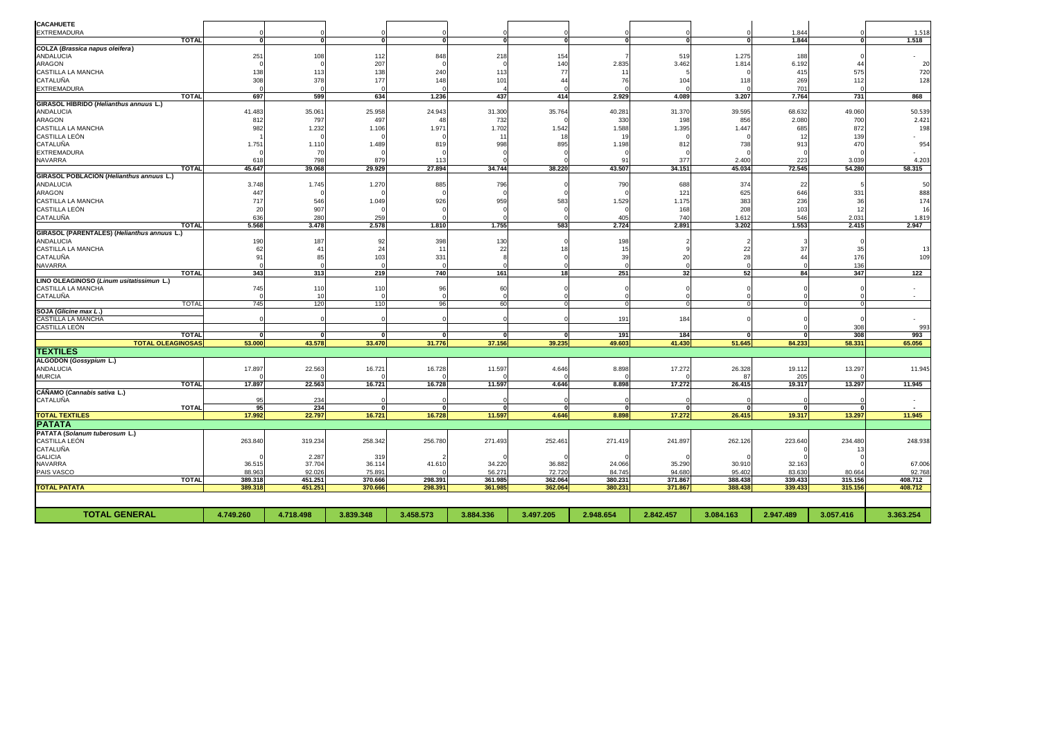| | | | | | | | | | | | | |
|---|---|---|---|---|---|---|---|---|---|---|---|---|
| **CACAHUETE** | | | | | | | | | | | | |
| EXTREMADURA | 0 | 0 | 0 | 0 | 0 | 0 | 0 | 0 | 0 | 1.844 | 0 | 1.518 |
| **TOTAL** | **0** | **0** | **0** | **0** | **0** | **0** | **0** | **0** | **0** | **1.844** | **0** | **1.518** |
| **COLZA (*Brassica napus oleifera*)** | | | | | | | | | | | | |
| ANDALUCIA | 251 | 108 | 112 | 848 | 218 | 154 | 7 | 519 | 1.275 | 188 | 0 | - |
| ARAGON | 0 | 0 | 207 | 0 | 0 | 140 | 2.835 | 3.462 | 1.814 | 6.192 | 44 | 20 |
| CASTILLA LA MANCHA | 138 | 113 | 138 | 240 | 113 | 77 | 11 | 5 | 0 | 415 | 575 | 720 |
| CATALUÑA | 308 | 378 | 177 | 148 | 101 | 44 | 76 | 104 | 118 | 269 | 112 | 128 |
| EXTREMADURA | 0 | 0 | 0 | 0 | 4 | 0 | 0 | 0 | 0 | 701 | 0 | |
| **TOTAL** | **697** | **599** | **634** | **1.236** | **437** | **414** | **2.929** | **4.089** | **3.207** | **7.764** | **731** | **868** |
| **GIRASOL HIBRIDO (*Helianthus annuus* L.)** | | | | | | | | | | | | |
| ANDALUCIA | 41.483 | 35.061 | 25.958 | 24.943 | 31.300 | 35.764 | 40.281 | 31.370 | 39.595 | 68.632 | 49.060 | 50.539 |
| ARAGON | 812 | 797 | 497 | 48 | 732 | 0 | 330 | 198 | 856 | 2.080 | 700 | 2.421 |
| CASTILLA LA MANCHA | 982 | 1.232 | 1.106 | 1.971 | 1.702 | 1.542 | 1.588 | 1.395 | 1.447 | 685 | 872 | 198 |
| CASTILLA LEÓN | 1 | 0 | 0 | 0 | 11 | 18 | 19 | 0 | 0 | 12 | 139 | - |
| CATALUÑA | 1.751 | 1.110 | 1.489 | 819 | 998 | 895 | 1.198 | 812 | 738 | 913 | 470 | 954 |
| EXTREMADURA | 0 | 70 | 0 | 0 | 0 | 0 | 0 | 0 | 0 | 0 | 0 | - |
| NAVARRA | 618 | 798 | 879 | 113 | 0 | 0 | 91 | 377 | 2.400 | 223 | 3.039 | 4.203 |
| **TOTAL** | **45.647** | **39.068** | **29.929** | **27.894** | **34.744** | **38.220** | **43.507** | **34.151** | **45.034** | **72.545** | **54.280** | **58.315** |
| **GIRASOL POBLACION (*Helianthus annuus* L.)** | | | | | | | | | | | | |
| ANDALUCIA | 3.748 | 1.745 | 1.270 | 885 | 796 | 0 | 790 | 688 | 374 | 22 | 5 | 50 |
| ARAGON | 447 | 0 | 0 | 0 | 0 | 0 | 0 | 121 | 625 | 646 | 331 | 888 |
| CASTILLA LA MANCHA | 717 | 546 | 1.049 | 926 | 959 | 583 | 1.529 | 1.175 | 383 | 236 | 36 | 174 |
| CASTILLA LEÓN | 20 | 907 | 0 | 0 | 0 | 0 | 0 | 168 | 208 | 103 | 12 | 16 |
| CATALUÑA | 636 | 280 | 259 | 0 | 0 | 0 | 405 | 740 | 1.612 | 546 | 2.031 | 1.819 |
| **TOTAL** | **5.568** | **3.478** | **2.578** | **1.810** | **1.755** | **583** | **2.724** | **2.891** | **3.202** | **1.553** | **2.415** | **2.947** |
| **GIRASOL (PARENTALES) (*Helianthus annuus* L.)** | | | | | | | | | | | | |
| ANDALUCIA | 190 | 187 | 92 | 398 | 130 | 0 | 198 | 2 | 2 | 3 | 0 | |
| CASTILLA LA MANCHA | 62 | 41 | 24 | 11 | 22 | 18 | 15 | 9 | 22 | 37 | 35 | 13 |
| CATALUÑA | 91 | 85 | 103 | 331 | 8 | 0 | 39 | 20 | 28 | 44 | 176 | 109 |
| NAVARRA | 0 | 0 | 0 | 0 | 0 | 0 | 0 | 0 | 0 | 0 | 136 | |
| **TOTAL** | **343** | **313** | **219** | **740** | **161** | **18** | **251** | **32** | **52** | **84** | **347** | **122** |
| **LINO OLEAGINOSO (*Linum usitatissimun* L.)** | | | | | | | | | | | | |
| CASTILLA LA MANCHA | 745 | 110 | 110 | 96 | 60 | 0 | 0 | 0 | 0 | 0 | 0 | - |
| CATALUÑA | 0 | 10 | 0 | 0 | 0 | 0 | 0 | 0 | 0 | 0 | 0 | - |
| TOTAL | 745 | 120 | 110 | 96 | 60 | 0 | 0 | 0 | 0 | 0 | 0 | |
| **SOJA (*Glicine max L.*)** | | | | | | | | | | | | |
| CASTILLA LA MANCHA | 0 | 0 | 0 | 0 | 0 | 0 | 191 | 184 | 0 | 0 | 0 | - |
| CASTILLA LEÓN | | | | | | | | | | 0 | 308 | 993 |
| **TOTAL** | **0** | **0** | **0** | **0** | **0** | **0** | **191** | **184** | **0** | **0** | **308** | **993** |
| **TOTAL OLEAGINOSAS** | **53.000** | **43.578** | **33.470** | **31.776** | **37.156** | **39.235** | **49.603** | **41.430** | **51.645** | **84.233** | **58.331** | **65.056** |
| **TEXTILES** | | | | | | | | | | | | |
| **ALGODON (*Gossypium* L.)** | | | | | | | | | | | | |
| ANDALUCIA | 17.897 | 22.563 | 16.721 | 16.728 | 11.597 | 4.646 | 8.898 | 17.272 | 26.328 | 19.112 | 13.297 | 11.945 |
| MURCIA | 0 | 0 | 0 | 0 | 0 | 0 | 0 | 0 | 87 | 205 | 0 | |
| **TOTAL** | **17.897** | **22.563** | **16.721** | **16.728** | **11.597** | **4.646** | **8.898** | **17.272** | **26.415** | **19.317** | **13.297** | **11.945** |
| **CAÑAMO (*Cannabis sativa* L.)** | | | | | | | | | | | | |
| CATALUÑA | 95 | 234 | 0 | 0 | 0 | 0 | 0 | 0 | 0 | 0 | 0 | - |
| **TOTAL** | **95** | **234** | **0** | **0** | **0** | **0** | **0** | **0** | **0** | **0** | **0** | - |
| **TOTAL TEXTILES** | **17.992** | **22.797** | **16.721** | **16.728** | **11.597** | **4.646** | **8.898** | **17.272** | **26.415** | **19.317** | **13.297** | **11.945** |
| **PATATA** | | | | | | | | | | | | |
| **PATATA (*Solanum tuberosum* L.)** | | | | | | | | | | | | |
| CASTILLA LEÓN | 263.840 | 319.234 | 258.342 | 256.780 | 271.493 | 252.461 | 271.419 | 241.897 | 262.126 | 223.640 | 234.480 | 248.938 |
| CATALUÑA | | | | | | | | | | 0 | 13 | |
| GALICIA | 0 | 2.287 | 319 | 2 | 0 | 0 | 0 | 0 | 0 | 0 | 0 | |
| NAVARRA | 36.515 | 37.704 | 36.114 | 41.610 | 34.220 | 36.882 | 24.066 | 35.290 | 30.910 | 32.163 | 0 | 67.006 |
| PAIS VASCO | 88.963 | 92.026 | 75.891 | 0 | 56.271 | 72.720 | 84.745 | 94.680 | 95.402 | 83.630 | 80.664 | 92.768 |
| **TOTAL** | **389.318** | **451.251** | **370.666** | **298.391** | **361.985** | **362.064** | **380.231** | **371.867** | **388.438** | **339.433** | **315.156** | **408.712** |
| **TOTAL PATATA** | **389.318** | **451.251** | **370.666** | **298.391** | **361.985** | **362.064** | **380.231** | **371.867** | **388.438** | **339.433** | **315.156** | **408.712** |
| **TOTAL GENERAL** | **4.749.260** | **4.718.498** | **3.839.348** | **3.458.573** | **3.884.336** | **3.497.205** | **2.948.654** | **2.842.457** | **3.084.163** | **2.947.489** | **3.057.416** | **3.363.254** |